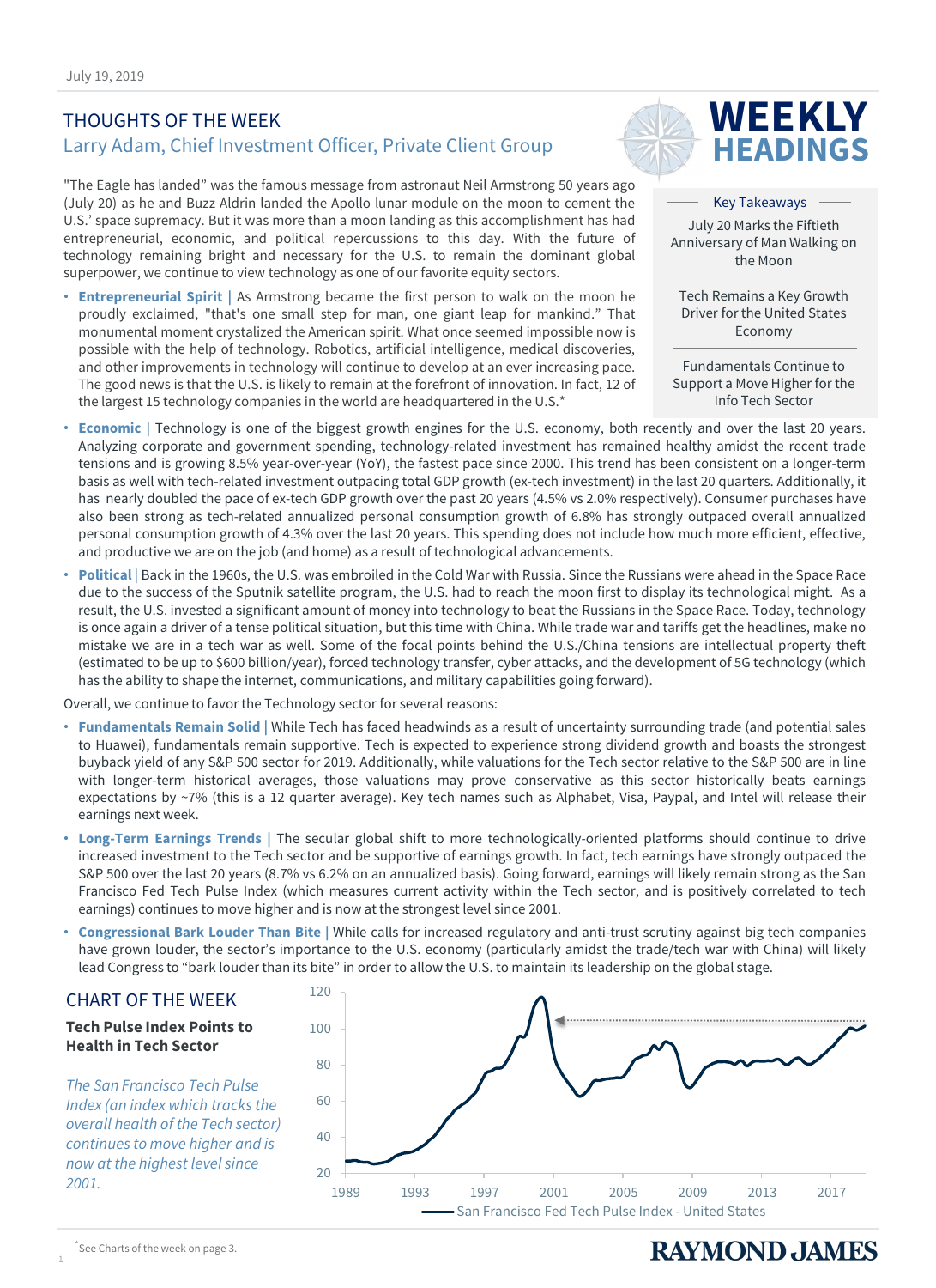July 19, 2019

# THOUGHTS OF THE WEEK

## Larry Adam, Chief Investment Officer, Private Client Group

# WEEKLY HEADINGS

### Key Takeaways

July 20 Marks the Fiftieth Anniversary of Man Walking on the Moon

Tech Remains a Key Growth Driver for the United States Economy

Fundamentals Continue to Support a Move Higher for the Info Tech Sector

"The Eagle has landed" was the famous message from astronaut Neil Armstrong 50 years ago (July 20) as he and Buzz Aldrin landed the Apollo lunar module on the moon to cement the U.S.' space supremacy. But it was more than a moon landing as this accomplishment has had entrepreneurial, economic, and political repercussions to this day. With the future of technology remaining bright and necessary for the U.S. to remain the dominant global superpower, we continue to view technology as one of our favorite equity sectors.

- **Entrepreneurial Spirit |** As Armstrong became the first person to walk on the moon he proudly exclaimed, "that's one small step for man, one giant leap for mankind." That monumental moment crystalized the American spirit. What once seemed impossible now is possible with the help of technology. Robotics, artificial intelligence, medical discoveries, and other improvements in technology will continue to develop at an ever increasing pace. The good news is that the U.S. is likely to remain at the forefront of innovation. In fact, 12 of the largest 15 technology companies in the world are headquartered in the U.S.*
- **Economic |** Technology is one of the biggest growth engines for the U.S. economy, both recently and over the last 20 years. Analyzing corporate and government spending, technology-related investment has remained healthy amidst the recent trade tensions and is growing 8.5% year-over-year (YoY), the fastest pace since 2000. This trend has been consistent on a longer-term basis as well with tech-related investment outpacing total GDP growth (ex-tech investment) in the last 20 quarters. Additionally, it has nearly doubled the pace of ex-tech GDP growth over the past 20 years (4.5% vs 2.0% respectively). Consumer purchases have also been strong as tech-related annualized personal consumption growth of 6.8% has strongly outpaced overall annualized personal consumption growth of 4.3% over the last 20 years. This spending does not include how much more efficient, effective, and productive we are on the job (and home) as a result of technological advancements.
- **Political |** Back in the 1960s, the U.S. was embroiled in the Cold War with Russia. Since the Russians were ahead in the Space Race due to the success of the Sputnik satellite program, the U.S. had to reach the moon first to display its technological might. As a result, the U.S. invested a significant amount of money into technology to beat the Russians in the Space Race. Today, technology is once again a driver of a tense political situation, but this time with China. While trade war and tariffs get the headlines, make no mistake we are in a tech war as well. Some of the focal points behind the U.S./China tensions are intellectual property theft (estimated to be up to $600 billion/year), forced technology transfer, cyber attacks, and the development of 5G technology (which has the ability to shape the internet, communications, and military capabilities going forward).

Overall, we continue to favor the Technology sector for several reasons:

- **Fundamentals Remain Solid |** While Tech has faced headwinds as a result of uncertainty surrounding trade (and potential sales to Huawei), fundamentals remain supportive. Tech is expected to experience strong dividend growth and boasts the strongest buyback yield of any S&P 500 sector for 2019. Additionally, while valuations for the Tech sector relative to the S&P 500 are in line with longer-term historical averages, those valuations may prove conservative as this sector historically beats earnings expectations by ~7% (this is a 12 quarter average). Key tech names such as Alphabet, Visa, Paypal, and Intel will release their earnings next week.
- **Long-Term Earnings Trends |** The secular global shift to more technologically-oriented platforms should continue to drive increased investment to the Tech sector and be supportive of earnings growth. In fact, tech earnings have strongly outpaced the S&P 500 over the last 20 years (8.7% vs 6.2% on an annualized basis). Going forward, earnings will likely remain strong as the San Francisco Fed Tech Pulse Index (which measures current activity within the Tech sector, and is positively correlated to tech earnings) continues to move higher and is now at the strongest level since 2001.
- **Congressional Bark Louder Than Bite |** While calls for increased regulatory and anti-trust scrutiny against big tech companies have grown louder, the sector's importance to the U.S. economy (particularly amidst the trade/tech war with China) will likely lead Congress to "bark louder than its bite" in order to allow the U.S. to maintain its leadership on the global stage.

## CHART OF THE WEEK

**Tech Pulse Index Points to Health in Tech Sector**

*The San Francisco Tech Pulse Index (an index which tracks the overall health of the Tech sector) continues to move higher and is now at the highest level since 2001.*

San Francisco Fed Tech Pulse Index - United States

*See Charts of the week on page 3.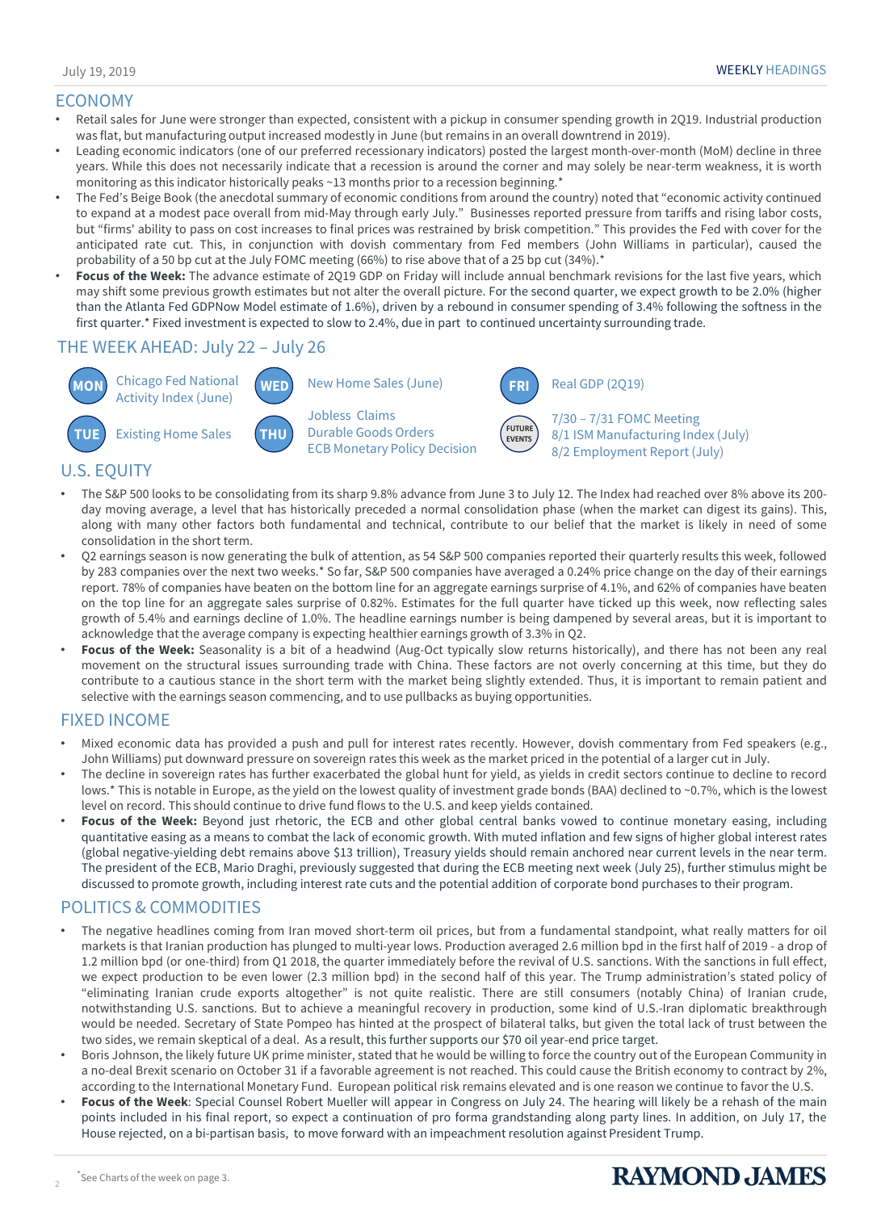## ECONOMY

- Retail sales for June were stronger than expected, consistent with a pickup in consumer spending growth in 2Q19. Industrial production was flat, but manufacturing output increased modestly in June (but remains in an overall downtrend in 2019).
- Leading economic indicators (one of our preferred recessionary indicators) posted the largest month-over-month (MoM) decline in three years. While this does not necessarily indicate that a recession is around the corner and may solely be near-term weakness, it is worth monitoring as this indicator historically peaks ~13 months prior to a recession beginning.*
- The Fed's Beige Book (the anecdotal summary of economic conditions from around the country) noted that "economic activity continued to expand at a modest pace overall from mid-May through early July." Businesses reported pressure from tariffs and rising labor costs, but "firms' ability to pass on cost increases to final prices was restrained by brisk competition." This provides the Fed with cover for the anticipated rate cut. This, in conjunction with dovish commentary from Fed members (John Williams in particular), caused the probability of a 50 bp cut at the July FOMC meeting (66%) to rise above that of a 25 bp cut (34%).*
- **Focus of the Week:** The advance estimate of 2Q19 GDP on Friday will include annual benchmark revisions for the last five years, which may shift some previous growth estimates but not alter the overall picture. For the second quarter, we expect growth to be 2.0% (higher than the Atlanta Fed GDPNow Model estimate of 1.6%), driven by a rebound in consumer spending of 3.4% following the softness in the first quarter.* Fixed investment is expected to slow to 2.4%, due in part to continued uncertainty surrounding trade.

## THE WEEK AHEAD: July 22 – July 26

- **MON** Chicago Fed National Activity Index (June)
- **TUE** Existing Home Sales
- **WED** New Home Sales (June)
- **THU** Jobless Claims; Durable Goods Orders; ECB Monetary Policy Decision
- **FRI** Real GDP (2Q19)
- **FUTURE EVENTS** 7/30 – 7/31 FOMC Meeting; 8/1 ISM Manufacturing Index (July); 8/2 Employment Report (July)

## U.S. EQUITY

- The S&P 500 looks to be consolidating from its sharp 9.8% advance from June 3 to July 12. The Index had reached over 8% above its 200-day moving average, a level that has historically preceded a normal consolidation phase (when the market can digest its gains). This, along with many other factors both fundamental and technical, contribute to our belief that the market is likely in need of some consolidation in the short term.
- Q2 earnings season is now generating the bulk of attention, as 54 S&P 500 companies reported their quarterly results this week, followed by 283 companies over the next two weeks.* So far, S&P 500 companies have averaged a 0.24% price change on the day of their earnings report. 78% of companies have beaten on the bottom line for an aggregate earnings surprise of 4.1%, and 62% of companies have beaten on the top line for an aggregate sales surprise of 0.82%. Estimates for the full quarter have ticked up this week, now reflecting sales growth of 5.4% and earnings decline of 1.0%. The headline earnings number is being dampened by several areas, but it is important to acknowledge that the average company is expecting healthier earnings growth of 3.3% in Q2.
- **Focus of the Week:** Seasonality is a bit of a headwind (Aug-Oct typically slow returns historically), and there has not been any real movement on the structural issues surrounding trade with China. These factors are not overly concerning at this time, but they do contribute to a cautious stance in the short term with the market being slightly extended. Thus, it is important to remain patient and selective with the earnings season commencing, and to use pullbacks as buying opportunities.

## FIXED INCOME

- Mixed economic data has provided a push and pull for interest rates recently. However, dovish commentary from Fed speakers (e.g., John Williams) put downward pressure on sovereign rates this week as the market priced in the potential of a larger cut in July.
- The decline in sovereign rates has further exacerbated the global hunt for yield, as yields in credit sectors continue to decline to record lows.* This is notable in Europe, as the yield on the lowest quality of investment grade bonds (BAA) declined to ~0.7%, which is the lowest level on record. This should continue to drive fund flows to the U.S. and keep yields contained.
- **Focus of the Week:** Beyond just rhetoric, the ECB and other global central banks vowed to continue monetary easing, including quantitative easing as a means to combat the lack of economic growth. With muted inflation and few signs of higher global interest rates (global negative-yielding debt remains above $13 trillion), Treasury yields should remain anchored near current levels in the near term. The president of the ECB, Mario Draghi, previously suggested that during the ECB meeting next week (July 25), further stimulus might be discussed to promote growth, including interest rate cuts and the potential addition of corporate bond purchases to their program.

## POLITICS & COMMODITIES

- The negative headlines coming from Iran moved short-term oil prices, but from a fundamental standpoint, what really matters for oil markets is that Iranian production has plunged to multi-year lows. Production averaged 2.6 million bpd in the first half of 2019 - a drop of 1.2 million bpd (or one-third) from Q1 2018, the quarter immediately before the revival of U.S. sanctions. With the sanctions in full effect, we expect production to be even lower (2.3 million bpd) in the second half of this year. The Trump administration's stated policy of "eliminating Iranian crude exports altogether" is not quite realistic. There are still consumers (notably China) of Iranian crude, notwithstanding U.S. sanctions. But to achieve a meaningful recovery in production, some kind of U.S.-Iran diplomatic breakthrough would be needed. Secretary of State Pompeo has hinted at the prospect of bilateral talks, but given the total lack of trust between the two sides, we remain skeptical of a deal. As a result, this further supports our $70 oil year-end price target.
- Boris Johnson, the likely future UK prime minister, stated that he would be willing to force the country out of the European Community in a no-deal Brexit scenario on October 31 if a favorable agreement is not reached. This could cause the British economy to contract by 2%, according to the International Monetary Fund. European political risk remains elevated and is one reason we continue to favor the U.S.
- **Focus of the Week**: Special Counsel Robert Mueller will appear in Congress on July 24. The hearing will likely be a rehash of the main points included in his final report, so expect a continuation of pro forma grandstanding along party lines. In addition, on July 17, the House rejected, on a bi-partisan basis, to move forward with an impeachment resolution against President Trump.

*See Charts of the week on page 3.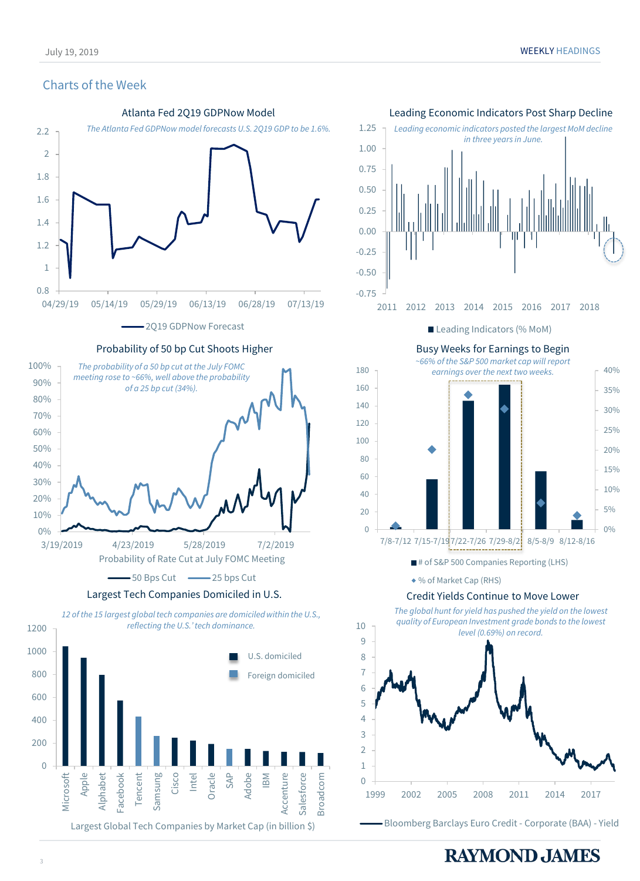## Charts of the Week

### Atlanta Fed 2Q19 GDPNow Model

*The Atlanta Fed GDPNow model forecasts U.S. 2Q19 GDP to be 1.6%.*

2Q19 GDPNow Forecast

### Leading Economic Indicators Post Sharp Decline

*Leading economic indicators posted the largest MoM decline in three years in June.*

Leading Indicators (% MoM)

### Probability of 50 bp Cut Shoots Higher

*The probability of a 50 bp cut at the July FOMC meeting rose to ~66%, well above the probability of a 25 bp cut (34%).*

Probability of Rate Cut at July FOMC Meeting

50 Bps Cut — 25 bps Cut

### Busy Weeks for Earnings to Begin

*~66% of the S&P 500 market cap will report earnings over the next two weeks.*

# of S&P 500 Companies Reporting (LHS)

% of Market Cap (RHS)

### Largest Tech Companies Domiciled in U.S.

*12 of the 15 largest global tech companies are domiciled within the U.S., reflecting the U.S.' tech dominance.*

U.S. domiciled — Foreign domiciled

Largest Global Tech Companies by Market Cap (in billion $)

### Credit Yields Continue to Move Lower

*The global hunt for yield has pushed the yield on the lowest quality of European Investment grade bonds to the lowest level (0.69%) on record.*

Bloomberg Barclays Euro Credit - Corporate (BAA) - Yield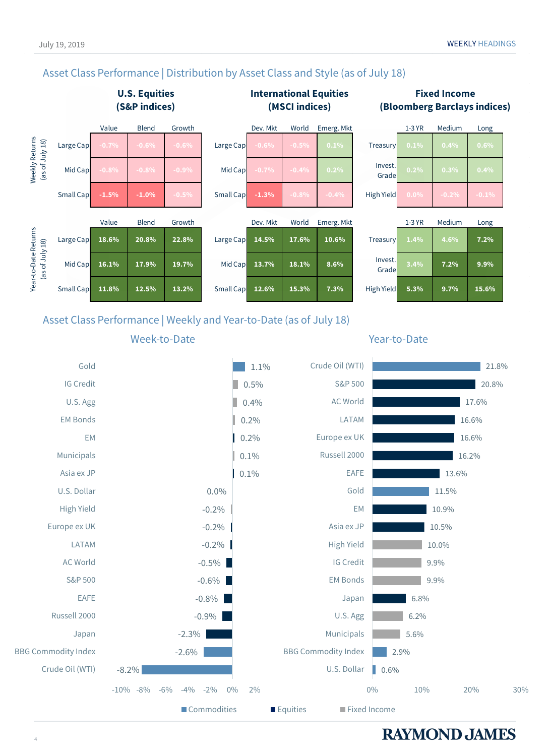## Asset Class Performance | Distribution by Asset Class and Style (as of July 18)

### Weekly Returns (as of July 18)

**U.S. Equities (S&P indices)**

| | Value | Blend | Growth |
|---|---|---|---|
| Large Cap | -0.7% | -0.6% | -0.6% |
| Mid Cap | -0.8% | -0.8% | -0.9% |
| Small Cap | -1.5% | -1.0% | -0.5% |

**International Equities (MSCI indices)**

| | Dev. Mkt | World | Emerg. Mkt |
|---|---|---|---|
| Large Cap | -0.6% | -0.5% | 0.1% |
| Mid Cap | -0.7% | -0.4% | 0.2% |
| Small Cap | -1.3% | -0.8% | -0.4% |

**Fixed Income (Bloomberg Barclays indices)**

| | 1-3 YR | Medium | Long |
|---|---|---|---|
| Treasury | 0.1% | 0.4% | 0.6% |
| Invest. Grade | 0.2% | 0.3% | 0.4% |
| High Yield | 0.0% | -0.2% | -0.1% |

### Year-to-Date Returns (as of July 18)

**U.S. Equities (S&P indices)**

| | Value | Blend | Growth |
|---|---|---|---|
| Large Cap | 18.6% | 20.8% | 22.8% |
| Mid Cap | 16.1% | 17.9% | 19.7% |
| Small Cap | 11.8% | 12.5% | 13.2% |

**International Equities (MSCI indices)**

| | Dev. Mkt | World | Emerg. Mkt |
|---|---|---|---|
| Large Cap | 14.5% | 17.6% | 10.6% |
| Mid Cap | 13.7% | 18.1% | 8.6% |
| Small Cap | 12.6% | 15.3% | 7.3% |

**Fixed Income (Bloomberg Barclays indices)**

| | 1-3 YR | Medium | Long |
|---|---|---|---|
| Treasury | 1.4% | 4.6% | 7.2% |
| Invest. Grade | 3.4% | 7.2% | 9.9% |
| High Yield | 5.3% | 9.7% | 15.6% |

## Asset Class Performance | Weekly and Year-to-Date (as of July 18)

### Week-to-Date

| Asset | Return |
|---|---|
| Gold | 1.1% |
| IG Credit | 0.5% |
| U.S. Agg | 0.4% |
| EM Bonds | 0.2% |
| EM | 0.2% |
| Municipals | 0.1% |
| Asia ex JP | 0.1% |
| U.S. Dollar | 0.0% |
| High Yield | -0.2% |
| Europe ex UK | -0.2% |
| LATAM | -0.2% |
| AC World | -0.5% |
| S&P 500 | -0.6% |
| EAFE | -0.8% |
| Russell 2000 | -0.9% |
| Japan | -2.3% |
| BBG Commodity Index | -2.6% |
| Crude Oil (WTI) | -8.2% |

### Year-to-Date

| Asset | Return |
|---|---|
| Crude Oil (WTI) | 21.8% |
| S&P 500 | 20.8% |
| AC World | 17.6% |
| LATAM | 16.6% |
| Europe ex UK | 16.6% |
| Russell 2000 | 16.2% |
| EAFE | 13.6% |
| Gold | 11.5% |
| EM | 10.9% |
| Asia ex JP | 10.5% |
| High Yield | 10.0% |
| IG Credit | 9.9% |
| EM Bonds | 9.9% |
| Japan | 6.8% |
| U.S. Agg | 6.2% |
| Municipals | 5.6% |
| BBG Commodity Index | 2.9% |
| U.S. Dollar | 0.6% |

Commodities | Equities | Fixed Income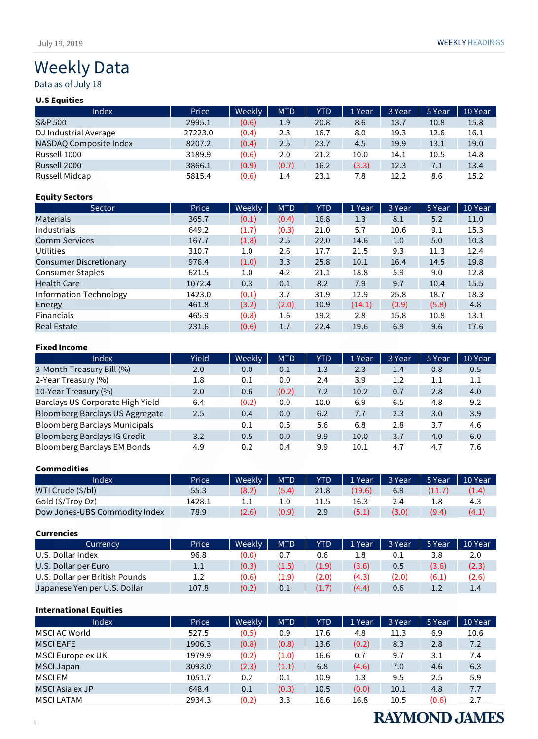July 19, 2019

# Weekly Data

Data as of July 18

### U.S Equities

| Index | Price | Weekly | MTD | YTD | 1 Year | 3 Year | 5 Year | 10 Year |
|---|---|---|---|---|---|---|---|---|
| S&P 500 | 2995.1 | (0.6) | 1.9 | 20.8 | 8.6 | 13.7 | 10.8 | 15.8 |
| DJ Industrial Average | 27223.0 | (0.4) | 2.3 | 16.7 | 8.0 | 19.3 | 12.6 | 16.1 |
| NASDAQ Composite Index | 8207.2 | (0.4) | 2.5 | 23.7 | 4.5 | 19.9 | 13.1 | 19.0 |
| Russell 1000 | 3189.9 | (0.6) | 2.0 | 21.2 | 10.0 | 14.1 | 10.5 | 14.8 |
| Russell 2000 | 3866.1 | (0.9) | (0.7) | 16.2 | (3.3) | 12.3 | 7.1 | 13.4 |
| Russell Midcap | 5815.4 | (0.6) | 1.4 | 23.1 | 7.8 | 12.2 | 8.6 | 15.2 |

### Equity Sectors

| Sector | Price | Weekly | MTD | YTD | 1 Year | 3 Year | 5 Year | 10 Year |
|---|---|---|---|---|---|---|---|---|
| Materials | 365.7 | (0.1) | (0.4) | 16.8 | 1.3 | 8.1 | 5.2 | 11.0 |
| Industrials | 649.2 | (1.7) | (0.3) | 21.0 | 5.7 | 10.6 | 9.1 | 15.3 |
| Comm Services | 167.7 | (1.8) | 2.5 | 22.0 | 14.6 | 1.0 | 5.0 | 10.3 |
| Utilities | 310.7 | 1.0 | 2.6 | 17.7 | 21.5 | 9.3 | 11.3 | 12.4 |
| Consumer Discretionary | 976.4 | (1.0) | 3.3 | 25.8 | 10.1 | 16.4 | 14.5 | 19.8 |
| Consumer Staples | 621.5 | 1.0 | 4.2 | 21.1 | 18.8 | 5.9 | 9.0 | 12.8 |
| Health Care | 1072.4 | 0.3 | 0.1 | 8.2 | 7.9 | 9.7 | 10.4 | 15.5 |
| Information Technology | 1423.0 | (0.1) | 3.7 | 31.9 | 12.9 | 25.8 | 18.7 | 18.3 |
| Energy | 461.8 | (3.2) | (2.0) | 10.9 | (14.1) | (0.9) | (5.8) | 4.8 |
| Financials | 465.9 | (0.8) | 1.6 | 19.2 | 2.8 | 15.8 | 10.8 | 13.1 |
| Real Estate | 231.6 | (0.6) | 1.7 | 22.4 | 19.6 | 6.9 | 9.6 | 17.6 |

### Fixed Income

| Index | Yield | Weekly | MTD | YTD | 1 Year | 3 Year | 5 Year | 10 Year |
|---|---|---|---|---|---|---|---|---|
| 3-Month Treasury Bill (%) | 2.0 | 0.0 | 0.1 | 1.3 | 2.3 | 1.4 | 0.8 | 0.5 |
| 2-Year Treasury (%) | 1.8 | 0.1 | 0.0 | 2.4 | 3.9 | 1.2 | 1.1 | 1.1 |
| 10-Year Treasury (%) | 2.0 | 0.6 | (0.2) | 7.2 | 10.2 | 0.7 | 2.8 | 4.0 |
| Barclays US Corporate High Yield | 6.4 | (0.2) | 0.0 | 10.0 | 6.9 | 6.5 | 4.8 | 9.2 |
| Bloomberg Barclays US Aggregate | 2.5 | 0.4 | 0.0 | 6.2 | 7.7 | 2.3 | 3.0 | 3.9 |
| Bloomberg Barclays Municipals | | 0.1 | 0.5 | 5.6 | 6.8 | 2.8 | 3.7 | 4.6 |
| Bloomberg Barclays IG Credit | 3.2 | 0.5 | 0.0 | 9.9 | 10.0 | 3.7 | 4.0 | 6.0 |
| Bloomberg Barclays EM Bonds | 4.9 | 0.2 | 0.4 | 9.9 | 10.1 | 4.7 | 4.7 | 7.6 |

### Commodities

| Index | Price | Weekly | MTD | YTD | 1 Year | 3 Year | 5 Year | 10 Year |
|---|---|---|---|---|---|---|---|---|
| WTI Crude ($/bl) | 55.3 | (8.2) | (5.4) | 21.8 | (19.6) | 6.9 | (11.7) | (1.4) |
| Gold ($/Troy Oz) | 1428.1 | 1.1 | 1.0 | 11.5 | 16.3 | 2.4 | 1.8 | 4.3 |
| Dow Jones-UBS Commodity Index | 78.9 | (2.6) | (0.9) | 2.9 | (5.1) | (3.0) | (9.4) | (4.1) |

### Currencies

| Currency | Price | Weekly | MTD | YTD | 1 Year | 3 Year | 5 Year | 10 Year |
|---|---|---|---|---|---|---|---|---|
| U.S. Dollar Index | 96.8 | (0.0) | 0.7 | 0.6 | 1.8 | 0.1 | 3.8 | 2.0 |
| U.S. Dollar per Euro | 1.1 | (0.3) | (1.5) | (1.9) | (3.6) | 0.5 | (3.6) | (2.3) |
| U.S. Dollar per British Pounds | 1.2 | (0.6) | (1.9) | (2.0) | (4.3) | (2.0) | (6.1) | (2.6) |
| Japanese Yen per U.S. Dollar | 107.8 | (0.2) | 0.1 | (1.7) | (4.4) | 0.6 | 1.2 | 1.4 |

### International Equities

| Index | Price | Weekly | MTD | YTD | 1 Year | 3 Year | 5 Year | 10 Year |
|---|---|---|---|---|---|---|---|---|
| MSCI AC World | 527.5 | (0.5) | 0.9 | 17.6 | 4.8 | 11.3 | 6.9 | 10.6 |
| MSCI EAFE | 1906.3 | (0.8) | (0.8) | 13.6 | (0.2) | 8.3 | 2.8 | 7.2 |
| MSCI Europe ex UK | 1979.9 | (0.2) | (1.0) | 16.6 | 0.7 | 9.7 | 3.1 | 7.4 |
| MSCI Japan | 3093.0 | (2.3) | (1.1) | 6.8 | (4.6) | 7.0 | 4.6 | 6.3 |
| MSCI EM | 1051.7 | 0.2 | 0.1 | 10.9 | 1.3 | 9.5 | 2.5 | 5.9 |
| MSCI Asia ex JP | 648.4 | 0.1 | (0.3) | 10.5 | (0.0) | 10.1 | 4.8 | 7.7 |
| MSCI LATAM | 2934.3 | (0.2) | 3.3 | 16.6 | 16.8 | 10.5 | (0.6) | 2.7 |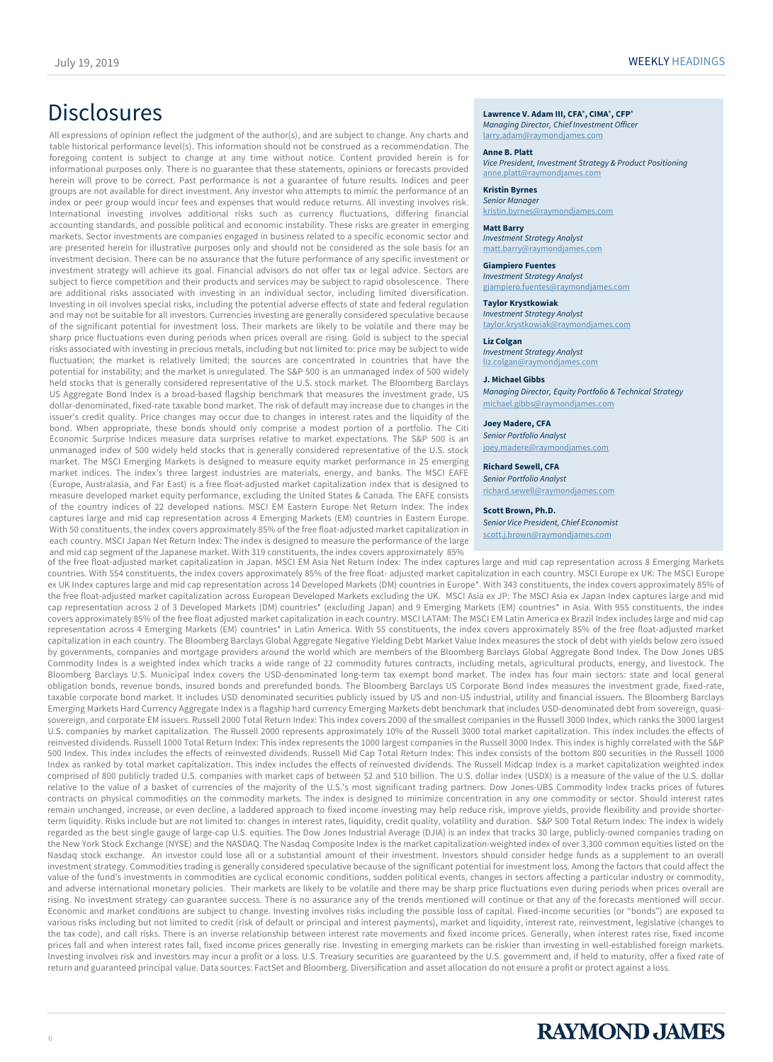# Disclosures

All expressions of opinion reflect the judgment of the author(s), and are subject to change. Any charts and table historical performance level(s). This information should not be construed as a recommendation. The foregoing content is subject to change at any time without notice. Content provided herein is for informational purposes only. There is no guarantee that these statements, opinions or forecasts provided herein will prove to be correct. Past performance is not a guarantee of future results. Indices and peer groups are not available for direct investment. Any investor who attempts to mimic the performance of an index or peer group would incur fees and expenses that would reduce returns. All investing involves risk. International investing involves additional risks such as currency fluctuations, differing financial accounting standards, and possible political and economic instability. These risks are greater in emerging markets. Sector investments are companies engaged in business related to a specific economic sector and are presented herein for illustrative purposes only and should not be considered as the sole basis for an investment decision. There can be no assurance that the future performance of any specific investment or investment strategy will achieve its goal. Financial advisors do not offer tax or legal advice. Sectors are subject to fierce competition and their products and services may be subject to rapid obsolescence. There are additional risks associated with investing in an individual sector, including limited diversification. Investing in oil involves special risks, including the potential adverse effects of state and federal regulation and may not be suitable for all investors. Currencies investing are generally considered speculative because of the significant potential for investment loss. Their markets are likely to be volatile and there may be sharp price fluctuations even during periods when prices overall are rising. Gold is subject to the special risks associated with investing in precious metals, including but not limited to: price may be subject to wide fluctuation; the market is relatively limited; the sources are concentrated in countries that have the potential for instability; and the market is unregulated. The S&P 500 is an unmanaged index of 500 widely held stocks that is generally considered representative of the U.S. stock market. The Bloomberg Barclays US Aggregate Bond Index is a broad-based flagship benchmark that measures the investment grade, US dollar-denominated, fixed-rate taxable bond market. The risk of default may increase due to changes in the issuer's credit quality. Price changes may occur due to changes in interest rates and the liquidity of the bond. When appropriate, these bonds should only comprise a modest portion of a portfolio. The Citi Economic Surprise Indices measure data surprises relative to market expectations. The S&P 500 is an unmanaged index of 500 widely held stocks that is generally considered representative of the U.S. stock market. The MSCI Emerging Markets is designed to measure equity market performance in 25 emerging market indices. The index's three largest industries are materials, energy, and banks. The MSCI EAFE (Europe, Australasia, and Far East) is a free float-adjusted market capitalization index that is designed to measure developed market equity performance, excluding the United States & Canada. The EAFE consists of the country indices of 22 developed nations. MSCI EM Eastern Europe Net Return Index: The index captures large and mid cap representation across 4 Emerging Markets (EM) countries in Eastern Europe. With 50 constituents, the index covers approximately 85% of the free float-adjusted market capitalization in each country. MSCI Japan Net Return Index: The index is designed to measure the performance of the large and mid cap segment of the Japanese market. With 319 constituents, the index covers approximately 85% of the free float-adjusted market capitalization in Japan. MSCI EM Asia Net Return Index: The index captures large and mid cap representation across 8 Emerging Markets countries. With 554 constituents, the index covers approximately 85% of the free float- adjusted market capitalization in each country. MSCI Europe ex UK: The MSCI Europe ex UK Index captures large and mid cap representation across 14 Developed Markets (DM) countries in Europe*. With 343 constituents, the index covers approximately 85% of the free float-adjusted market capitalization across European Developed Markets excluding the UK. MSCI Asia ex JP: The MSCI Asia ex Japan Index captures large and mid cap representation across 2 of 3 Developed Markets (DM) countries* (excluding Japan) and 9 Emerging Markets (EM) countries* in Asia. With 955 constituents, the index covers approximately 85% of the free float adjusted market capitalization in each country. MSCI LATAM: The MSCI EM Latin America ex Brazil Index includes large and mid cap representation across 4 Emerging Markets (EM) countries* in Latin America. With 55 constituents, the index covers approximately 85% of the free float-adjusted market capitalization in each country. The Bloomberg Barclays Global Aggregate Negative Yielding Debt Market Value Index measures the stock of debt with yields below zero issued by governments, companies and mortgage providers around the world which are members of the Bloomberg Barclays Global Aggregate Bond Index. The Dow Jones UBS Commodity Index is a weighted index which tracks a wide range of 22 commodity futures contracts, including metals, agricultural products, energy, and livestock. The Bloomberg Barclays U.S. Municipal Index covers the USD-denominated long-term tax exempt bond market. The index has four main sectors: state and local general obligation bonds, revenue bonds, insured bonds and prerefunded bonds. The Bloomberg Barclays US Corporate Bond Index measures the investment grade, fixed-rate, taxable corporate bond market. It includes USD denominated securities publicly issued by US and non-US industrial, utility and financial issuers. The Bloomberg Barclays Emerging Markets Hard Currency Aggregate Index is a flagship hard currency Emerging Markets debt benchmark that includes USD-denominated debt from sovereign, quasi-sovereign, and corporate EM issuers. Russell 2000 Total Return Index: This index covers 2000 of the smallest companies in the Russell 3000 Index, which ranks the 3000 largest U.S. companies by market capitalization. The Russell 2000 represents approximately 10% of the Russell 3000 total market capitalization. This index includes the effects of reinvested dividends. Russell 1000 Total Return Index: This index represents the 1000 largest companies in the Russell 3000 Index. This index is highly correlated with the S&P 500 Index. This index includes the effects of reinvested dividends. Russell Mid Cap Total Return Index: This index consists of the bottom 800 securities in the Russell 1000 Index as ranked by total market capitalization. This index includes the effects of reinvested dividends. The Russell Midcap Index is a market capitalization weighted index comprised of 800 publicly traded U.S. companies with market caps of between $2 and $10 billion. The U.S. dollar index (USDX) is a measure of the value of the U.S. dollar relative to the value of a basket of currencies of the majority of the U.S.'s most significant trading partners. Dow Jones-UBS Commodity Index tracks prices of futures contracts on physical commodities on the commodity markets. The index is designed to minimize concentration in any one commodity or sector. Should interest rates remain unchanged, increase, or even decline, a laddered approach to fixed income investing may help reduce risk, improve yields, provide flexibility and provide shorter-term liquidity. Risks include but are not limited to: changes in interest rates, liquidity, credit quality, volatility and duration. S&P 500 Total Return Index: The index is widely regarded as the best single gauge of large-cap U.S. equities. The Dow Jones Industrial Average (DJIA) is an index that tracks 30 large, publicly-owned companies trading on the New York Stock Exchange (NYSE) and the NASDAQ. The Nasdaq Composite Index is the market capitalization-weighted index of over 3,300 common equities listed on the Nasdaq stock exchange. An investor could lose all or a substantial amount of their investment. Investors should consider hedge funds as a supplement to an overall investment strategy. Commodities trading is generally considered speculative because of the significant potential for investment loss. Among the factors that could affect the value of the fund's investments in commodities are cyclical economic conditions, sudden political events, changes in sectors affecting a particular industry or commodity, and adverse international monetary policies. Their markets are likely to be volatile and there may be sharp price fluctuations even during periods when prices overall are rising. No investment strategy can guarantee success. There is no assurance any of the trends mentioned will continue or that any of the forecasts mentioned will occur. Economic and market conditions are subject to change. Investing involves risks including the possible loss of capital. Fixed-income securities (or "bonds") are exposed to various risks including but not limited to credit (risk of default or principal and interest payments), market and liquidity, interest rate, reinvestment, legislative (changes to the tax code), and call risks. There is an inverse relationship between interest rate movements and fixed income prices. Generally, when interest rates rise, fixed income prices fall and when interest rates fall, fixed income prices generally rise. Investing in emerging markets can be riskier than investing in well-established foreign markets. Investing involves risk and investors may incur a profit or a loss. U.S. Treasury securities are guaranteed by the U.S. government and, if held to maturity, offer a fixed rate of return and guaranteed principal value. Data sources: FactSet and Bloomberg. Diversification and asset allocation do not ensure a profit or protect against a loss.

**Lawrence V. Adam III, CFA®, CIMA®, CFP®**
*Managing Director, Chief Investment Officer*
larry.adam@raymondjames.com

**Anne B. Platt**
*Vice President, Investment Strategy & Product Positioning*
anne.platt@raymondjames.com

**Kristin Byrnes**
*Senior Manager*
kristin.byrnes@raymondjames.com

**Matt Barry**
*Investment Strategy Analyst*
matt.barry@raymondjames.com

**Giampiero Fuentes**
*Investment Strategy Analyst*
giampiero.fuentes@raymondjames.com

**Taylor Krystkowiak**
*Investment Strategy Analyst*
taylor.krystkowiak@raymondjames.com

**Liz Colgan**
*Investment Strategy Analyst*
liz.colgan@raymondjames.com

**J. Michael Gibbs**
*Managing Director, Equity Portfolio & Technical Strategy*
michael.gibbs@raymondjames.com

**Joey Madere, CFA**
*Senior Portfolio Analyst*
joey.madere@raymondjames.com

**Richard Sewell, CFA**
*Senior Portfolio Analyst*
richard.sewell@raymondjames.com

**Scott Brown, Ph.D.**
*Senior Vice President, Chief Economist*
scott.j.brown@raymondjames.com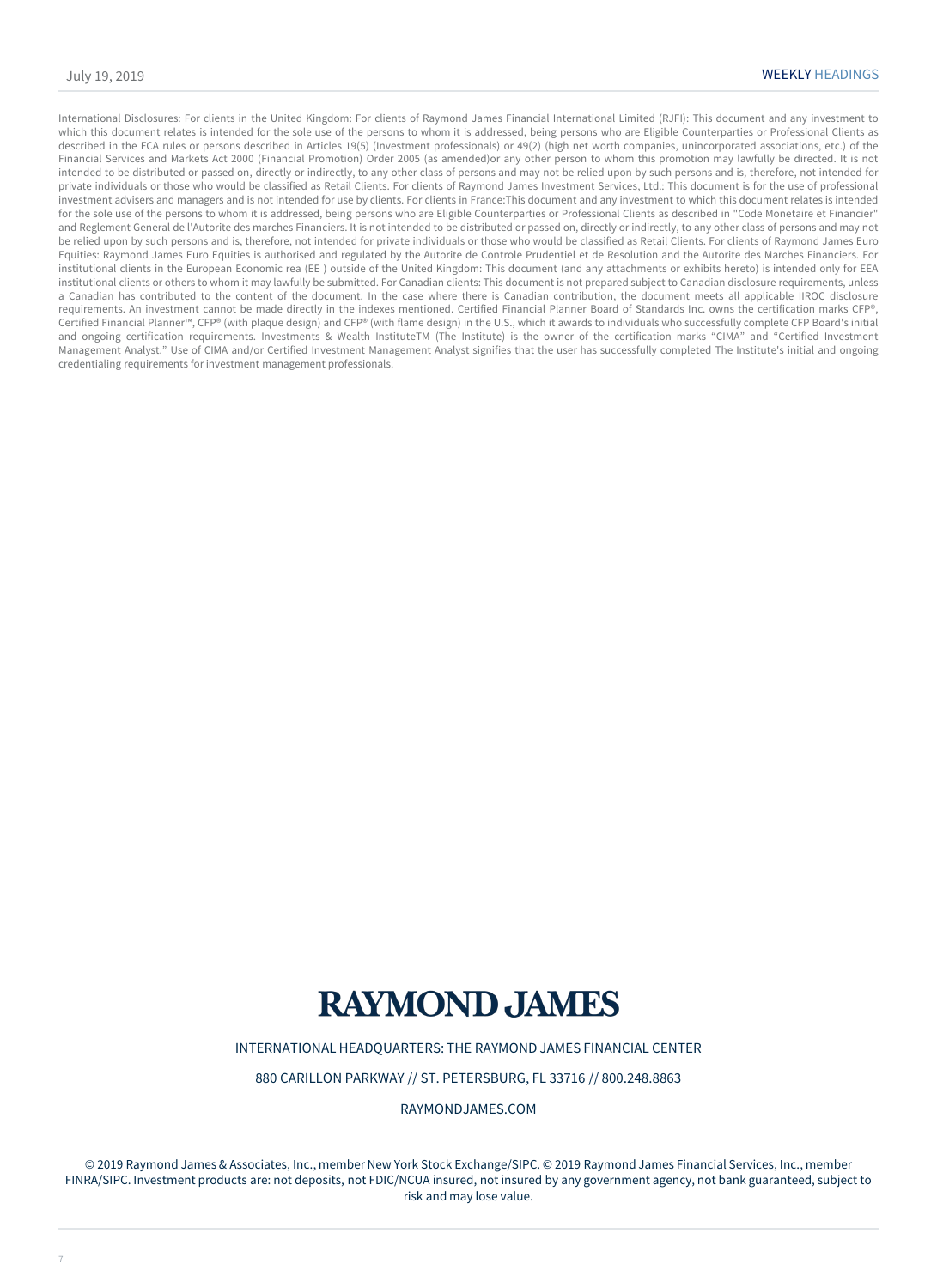International Disclosures: For clients in the United Kingdom: For clients of Raymond James Financial International Limited (RJFI): This document and any investment to which this document relates is intended for the sole use of the persons to whom it is addressed, being persons who are Eligible Counterparties or Professional Clients as described in the FCA rules or persons described in Articles 19(5) (Investment professionals) or 49(2) (high net worth companies, unincorporated associations, etc.) of the Financial Services and Markets Act 2000 (Financial Promotion) Order 2005 (as amended)or any other person to whom this promotion may lawfully be directed. It is not intended to be distributed or passed on, directly or indirectly, to any other class of persons and may not be relied upon by such persons and is, therefore, not intended for private individuals or those who would be classified as Retail Clients. For clients of Raymond James Investment Services, Ltd.: This document is for the use of professional investment advisers and managers and is not intended for use by clients. For clients in France:This document and any investment to which this document relates is intended for the sole use of the persons to whom it is addressed, being persons who are Eligible Counterparties or Professional Clients as described in "Code Monetaire et Financier" and Reglement General de l'Autorite des marches Financiers. It is not intended to be distributed or passed on, directly or indirectly, to any other class of persons and may not be relied upon by such persons and is, therefore, not intended for private individuals or those who would be classified as Retail Clients. For clients of Raymond James Euro Equities: Raymond James Euro Equities is authorised and regulated by the Autorite de Controle Prudentiel et de Resolution and the Autorite des Marches Financiers. For institutional clients in the European Economic rea (EE ) outside of the United Kingdom: This document (and any attachments or exhibits hereto) is intended only for EEA institutional clients or others to whom it may lawfully be submitted. For Canadian clients: This document is not prepared subject to Canadian disclosure requirements, unless a Canadian has contributed to the content of the document. In the case where there is Canadian contribution, the document meets all applicable IIROC disclosure requirements. An investment cannot be made directly in the indexes mentioned. Certified Financial Planner Board of Standards Inc. owns the certification marks CFP®, Certified Financial Planner™, CFP® (with plaque design) and CFP® (with flame design) in the U.S., which it awards to individuals who successfully complete CFP Board's initial and ongoing certification requirements. Investments & Wealth InstituteTM (The Institute) is the owner of the certification marks "CIMA" and "Certified Investment Management Analyst." Use of CIMA and/or Certified Investment Management Analyst signifies that the user has successfully completed The Institute's initial and ongoing credentialing requirements for investment management professionals.

**RAYMOND JAMES**

INTERNATIONAL HEADQUARTERS: THE RAYMOND JAMES FINANCIAL CENTER

880 CARILLON PARKWAY // ST. PETERSBURG, FL 33716 // 800.248.8863

RAYMONDJAMES.COM

© 2019 Raymond James & Associates, Inc., member New York Stock Exchange/SIPC. © 2019 Raymond James Financial Services, Inc., member FINRA/SIPC. Investment products are: not deposits, not FDIC/NCUA insured, not insured by any government agency, not bank guaranteed, subject to risk and may lose value.